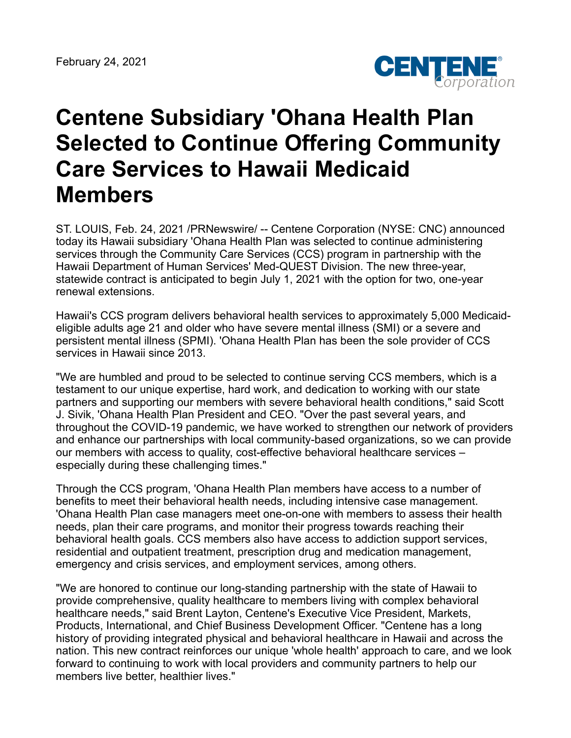February 24, 2021

# Centene Subsidiary 'Ohana Health Plan Selected to Continue Offering Community Care Services to Hawaii Medicaid Members

ST. LOUIS, Feb. 24, 2021 /PRNewswire/ -- Centene Corporation (NYSE: CNC) announced today its Hawaii subsidiary 'Ohana Health Plan was selected to continue administering services through the Community Care Services (CCS) program in partnership with the Hawaii Department of Human Services' Med-QUEST Division. The new three-year, statewide contract is anticipated to begin July 1, 2021 with the option for two, one-year renewal extensions.

Hawaii's CCS program delivers behavioral health services to approximately 5,000 Medicaid-eligible adults age 21 and older who have severe mental illness (SMI) or a severe and persistent mental illness (SPMI). 'Ohana Health Plan has been the sole provider of CCS services in Hawaii since 2013.

"We are humbled and proud to be selected to continue serving CCS members, which is a testament to our unique expertise, hard work, and dedication to working with our state partners and supporting our members with severe behavioral health conditions," said Scott J. Sivik, 'Ohana Health Plan President and CEO. "Over the past several years, and throughout the COVID-19 pandemic, we have worked to strengthen our network of providers and enhance our partnerships with local community-based organizations, so we can provide our members with access to quality, cost-effective behavioral healthcare services – especially during these challenging times."

Through the CCS program, 'Ohana Health Plan members have access to a number of benefits to meet their behavioral health needs, including intensive case management. 'Ohana Health Plan case managers meet one-on-one with members to assess their health needs, plan their care programs, and monitor their progress towards reaching their behavioral health goals. CCS members also have access to addiction support services, residential and outpatient treatment, prescription drug and medication management, emergency and crisis services, and employment services, among others.

"We are honored to continue our long-standing partnership with the state of Hawaii to provide comprehensive, quality healthcare to members living with complex behavioral healthcare needs," said Brent Layton, Centene's Executive Vice President, Markets, Products, International, and Chief Business Development Officer. "Centene has a long history of providing integrated physical and behavioral healthcare in Hawaii and across the nation. This new contract reinforces our unique 'whole health' approach to care, and we look forward to continuing to work with local providers and community partners to help our members live better, healthier lives."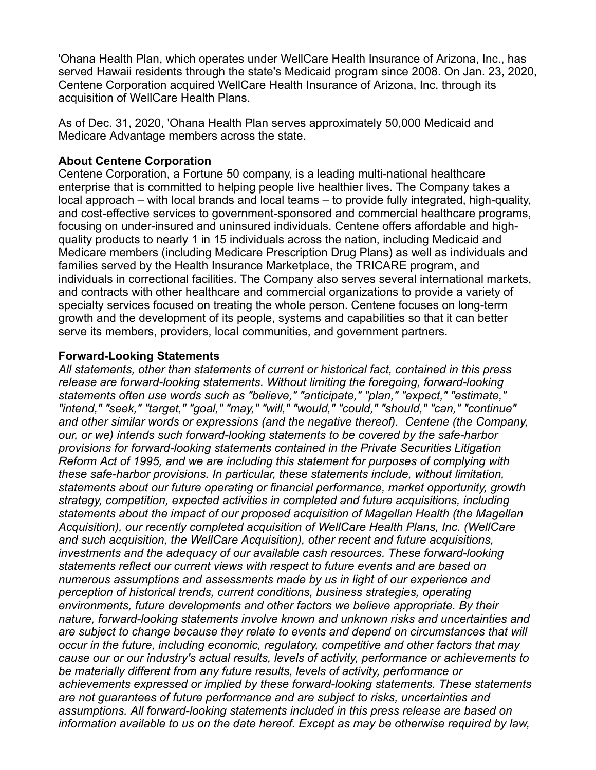'Ohana Health Plan, which operates under WellCare Health Insurance of Arizona, Inc., has served Hawaii residents through the state's Medicaid program since 2008. On Jan. 23, 2020, Centene Corporation acquired WellCare Health Insurance of Arizona, Inc. through its acquisition of WellCare Health Plans.

As of Dec. 31, 2020, 'Ohana Health Plan serves approximately 50,000 Medicaid and Medicare Advantage members across the state.

**About Centene Corporation**
Centene Corporation, a Fortune 50 company, is a leading multi-national healthcare enterprise that is committed to helping people live healthier lives. The Company takes a local approach – with local brands and local teams – to provide fully integrated, high-quality, and cost-effective services to government-sponsored and commercial healthcare programs, focusing on under-insured and uninsured individuals. Centene offers affordable and high-quality products to nearly 1 in 15 individuals across the nation, including Medicaid and Medicare members (including Medicare Prescription Drug Plans) as well as individuals and families served by the Health Insurance Marketplace, the TRICARE program, and individuals in correctional facilities. The Company also serves several international markets, and contracts with other healthcare and commercial organizations to provide a variety of specialty services focused on treating the whole person. Centene focuses on long-term growth and the development of its people, systems and capabilities so that it can better serve its members, providers, local communities, and government partners.

**Forward-Looking Statements**
*All statements, other than statements of current or historical fact, contained in this press release are forward-looking statements. Without limiting the foregoing, forward-looking statements often use words such as "believe," "anticipate," "plan," "expect," "estimate," "intend," "seek," "target," "goal," "may," "will," "would," "could," "should," "can," "continue" and other similar words or expressions (and the negative thereof). Centene (the Company, our, or we) intends such forward-looking statements to be covered by the safe-harbor provisions for forward-looking statements contained in the Private Securities Litigation Reform Act of 1995, and we are including this statement for purposes of complying with these safe-harbor provisions. In particular, these statements include, without limitation, statements about our future operating or financial performance, market opportunity, growth strategy, competition, expected activities in completed and future acquisitions, including statements about the impact of our proposed acquisition of Magellan Health (the Magellan Acquisition), our recently completed acquisition of WellCare Health Plans, Inc. (WellCare and such acquisition, the WellCare Acquisition), other recent and future acquisitions, investments and the adequacy of our available cash resources. These forward-looking statements reflect our current views with respect to future events and are based on numerous assumptions and assessments made by us in light of our experience and perception of historical trends, current conditions, business strategies, operating environments, future developments and other factors we believe appropriate. By their nature, forward-looking statements involve known and unknown risks and uncertainties and are subject to change because they relate to events and depend on circumstances that will occur in the future, including economic, regulatory, competitive and other factors that may cause our or our industry's actual results, levels of activity, performance or achievements to be materially different from any future results, levels of activity, performance or achievements expressed or implied by these forward-looking statements. These statements are not guarantees of future performance and are subject to risks, uncertainties and assumptions. All forward-looking statements included in this press release are based on information available to us on the date hereof. Except as may be otherwise required by law,*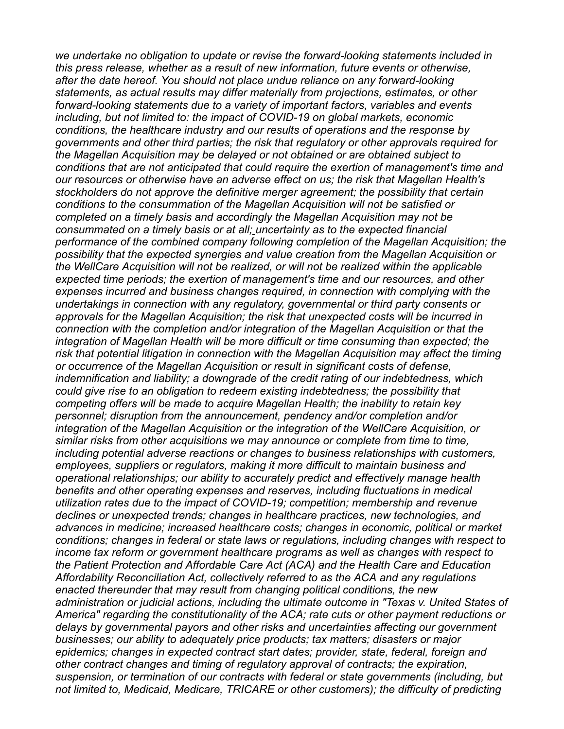*we undertake no obligation to update or revise the forward-looking statements included in this press release, whether as a result of new information, future events or otherwise, after the date hereof. You should not place undue reliance on any forward-looking statements, as actual results may differ materially from projections, estimates, or other forward-looking statements due to a variety of important factors, variables and events including, but not limited to: the impact of COVID-19 on global markets, economic conditions, the healthcare industry and our results of operations and the response by governments and other third parties; the risk that regulatory or other approvals required for the Magellan Acquisition may be delayed or not obtained or are obtained subject to conditions that are not anticipated that could require the exertion of management's time and our resources or otherwise have an adverse effect on us; the risk that Magellan Health's stockholders do not approve the definitive merger agreement; the possibility that certain conditions to the consummation of the Magellan Acquisition will not be satisfied or completed on a timely basis and accordingly the Magellan Acquisition may not be consummated on a timely basis or at all; uncertainty as to the expected financial performance of the combined company following completion of the Magellan Acquisition; the possibility that the expected synergies and value creation from the Magellan Acquisition or the WellCare Acquisition will not be realized, or will not be realized within the applicable expected time periods; the exertion of management's time and our resources, and other expenses incurred and business changes required, in connection with complying with the undertakings in connection with any regulatory, governmental or third party consents or approvals for the Magellan Acquisition; the risk that unexpected costs will be incurred in connection with the completion and/or integration of the Magellan Acquisition or that the integration of Magellan Health will be more difficult or time consuming than expected; the risk that potential litigation in connection with the Magellan Acquisition may affect the timing or occurrence of the Magellan Acquisition or result in significant costs of defense, indemnification and liability; a downgrade of the credit rating of our indebtedness, which could give rise to an obligation to redeem existing indebtedness; the possibility that competing offers will be made to acquire Magellan Health; the inability to retain key personnel; disruption from the announcement, pendency and/or completion and/or integration of the Magellan Acquisition or the integration of the WellCare Acquisition, or similar risks from other acquisitions we may announce or complete from time to time, including potential adverse reactions or changes to business relationships with customers, employees, suppliers or regulators, making it more difficult to maintain business and operational relationships; our ability to accurately predict and effectively manage health benefits and other operating expenses and reserves, including fluctuations in medical utilization rates due to the impact of COVID-19; competition; membership and revenue declines or unexpected trends; changes in healthcare practices, new technologies, and advances in medicine; increased healthcare costs; changes in economic, political or market conditions; changes in federal or state laws or regulations, including changes with respect to income tax reform or government healthcare programs as well as changes with respect to the Patient Protection and Affordable Care Act (ACA) and the Health Care and Education Affordability Reconciliation Act, collectively referred to as the ACA and any regulations enacted thereunder that may result from changing political conditions, the new administration or judicial actions, including the ultimate outcome in "Texas v. United States of America" regarding the constitutionality of the ACA; rate cuts or other payment reductions or delays by governmental payors and other risks and uncertainties affecting our government businesses; our ability to adequately price products; tax matters; disasters or major epidemics; changes in expected contract start dates; provider, state, federal, foreign and other contract changes and timing of regulatory approval of contracts; the expiration, suspension, or termination of our contracts with federal or state governments (including, but not limited to, Medicaid, Medicare, TRICARE or other customers); the difficulty of predicting*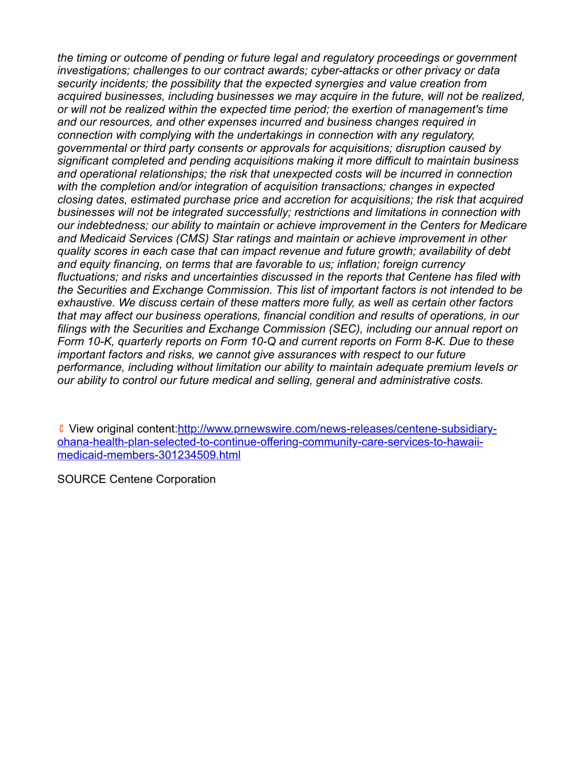*the timing or outcome of pending or future legal and regulatory proceedings or government investigations; challenges to our contract awards; cyber-attacks or other privacy or data security incidents; the possibility that the expected synergies and value creation from acquired businesses, including businesses we may acquire in the future, will not be realized, or will not be realized within the expected time period; the exertion of management's time and our resources, and other expenses incurred and business changes required in connection with complying with the undertakings in connection with any regulatory, governmental or third party consents or approvals for acquisitions; disruption caused by significant completed and pending acquisitions making it more difficult to maintain business and operational relationships; the risk that unexpected costs will be incurred in connection with the completion and/or integration of acquisition transactions; changes in expected closing dates, estimated purchase price and accretion for acquisitions; the risk that acquired businesses will not be integrated successfully; restrictions and limitations in connection with our indebtedness; our ability to maintain or achieve improvement in the Centers for Medicare and Medicaid Services (CMS) Star ratings and maintain or achieve improvement in other quality scores in each case that can impact revenue and future growth; availability of debt and equity financing, on terms that are favorable to us; inflation; foreign currency fluctuations; and risks and uncertainties discussed in the reports that Centene has filed with the Securities and Exchange Commission. This list of important factors is not intended to be exhaustive. We discuss certain of these matters more fully, as well as certain other factors that may affect our business operations, financial condition and results of operations, in our filings with the Securities and Exchange Commission (SEC), including our annual report on Form 10-K, quarterly reports on Form 10-Q and current reports on Form 8-K. Due to these important factors and risks, we cannot give assurances with respect to our future performance, including without limitation our ability to maintain adequate premium levels or our ability to control our future medical and selling, general and administrative costs.*

View original content:[http://www.prnewswire.com/news-releases/centene-subsidiary-ohana-health-plan-selected-to-continue-offering-community-care-services-to-hawaii-medicaid-members-301234509.html](http://www.prnewswire.com/news-releases/centene-subsidiary-ohana-health-plan-selected-to-continue-offering-community-care-services-to-hawaii-medicaid-members-301234509.html)

SOURCE Centene Corporation